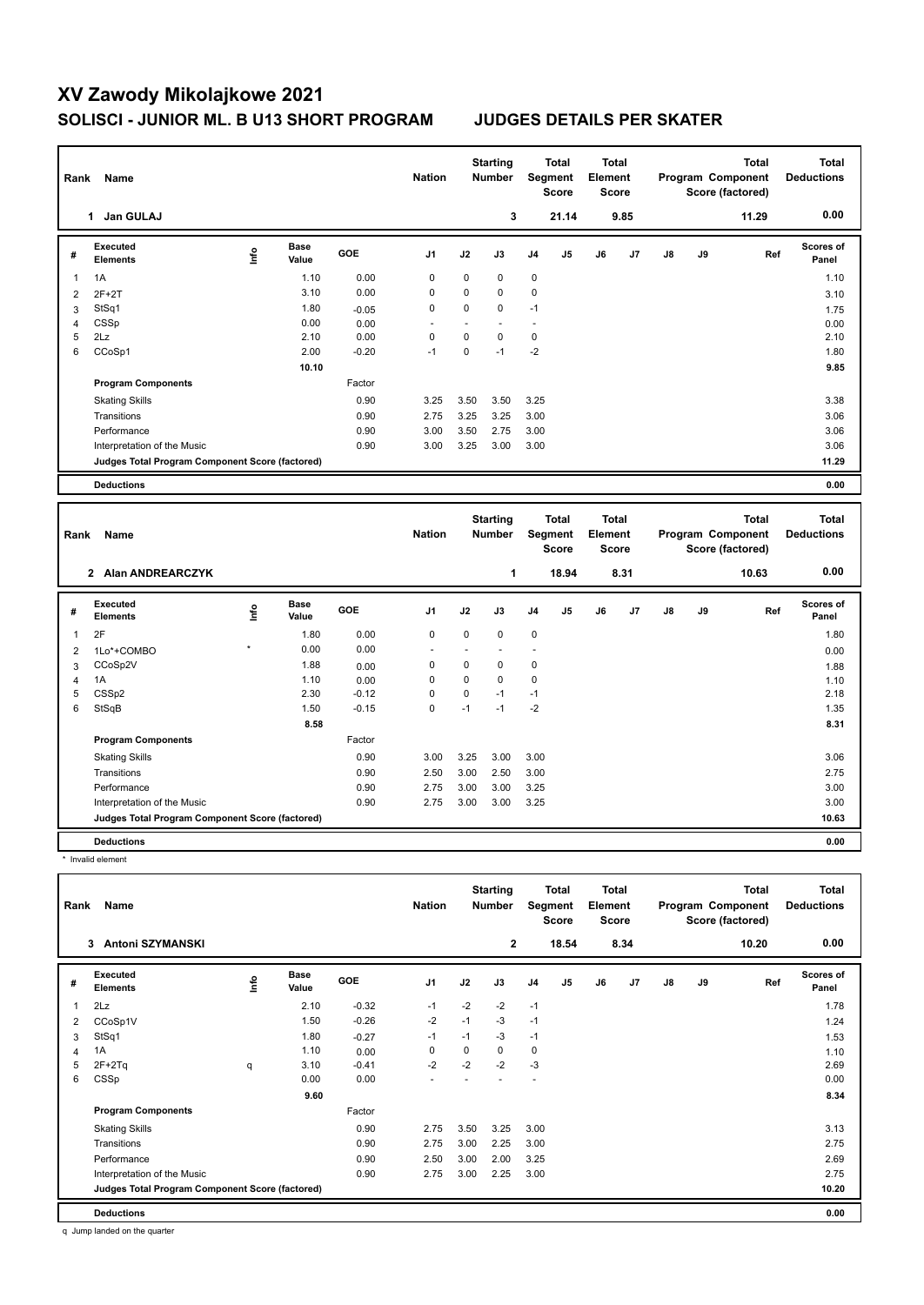# XV Zawody Mikolajkowe 2021

## SOLISCI - JUNIOR ML. B U13 SHORT PROGRAM　　JUDGES DETAILS PER SKATER

| Rank | Name | Nation | Starting Number | Total Segment Score | Total Element Score | Total Program Component Score (factored) | Total Deductions |
|---|---|---|---|---|---|---|---|
| 1 | Jan GULAJ | | 3 | 21.14 | 9.85 | 11.29 | 0.00 |

| # | Executed Elements | Info | Base Value | GOE | J1 | J2 | J3 | J4 | J5 | J6 | J7 | J8 | J9 | Ref | Scores of Panel |
|---|---|---|---|---|---|---|---|---|---|---|---|---|---|---|---|
| 1 | 1A | | 1.10 | 0.00 | 0 | 0 | 0 | 0 | | | | | | | 1.10 |
| 2 | 2F+2T | | 3.10 | 0.00 | 0 | 0 | 0 | 0 | | | | | | | 3.10 |
| 3 | StSq1 | | 1.80 | -0.05 | 0 | 0 | 0 | -1 | | | | | | | 1.75 |
| 4 | CSSp | | 0.00 | 0.00 | - | - | - | - | | | | | | | 0.00 |
| 5 | 2Lz | | 2.10 | 0.00 | 0 | 0 | 0 | 0 | | | | | | | 2.10 |
| 6 | CCoSp1 | | 2.00 | -0.20 | -1 | 0 | -1 | -2 | | | | | | | 1.80 |
| | | | 10.10 | | | | | | | | | | | | 9.85 |
| | **Program Components** | | | Factor | | | | | | | | | | | |
| | Skating Skills | | | 0.90 | 3.25 | 3.50 | 3.50 | 3.25 | | | | | | | 3.38 |
| | Transitions | | | 0.90 | 2.75 | 3.25 | 3.25 | 3.00 | | | | | | | 3.06 |
| | Performance | | | 0.90 | 3.00 | 3.50 | 2.75 | 3.00 | | | | | | | 3.06 |
| | Interpretation of the Music | | | 0.90 | 3.00 | 3.25 | 3.00 | 3.00 | | | | | | | 3.06 |
| | **Judges Total Program Component Score (factored)** | | | | | | | | | | | | | | 11.29 |
| | **Deductions** | | | | | | | | | | | | | | 0.00 |

| Rank | Name | Nation | Starting Number | Total Segment Score | Total Element Score | Total Program Component Score (factored) | Total Deductions |
|---|---|---|---|---|---|---|---|
| 2 | Alan ANDREARCZYK | | 1 | 18.94 | 8.31 | 10.63 | 0.00 |

| # | Executed Elements | Info | Base Value | GOE | J1 | J2 | J3 | J4 | J5 | J6 | J7 | J8 | J9 | Ref | Scores of Panel |
|---|---|---|---|---|---|---|---|---|---|---|---|---|---|---|---|
| 1 | 2F | | 1.80 | 0.00 | 0 | 0 | 0 | 0 | | | | | | | 1.80 |
| 2 | 1Lo*+COMBO | * | 0.00 | 0.00 | - | - | - | - | | | | | | | 0.00 |
| 3 | CCoSp2V | | 1.88 | 0.00 | 0 | 0 | 0 | 0 | | | | | | | 1.88 |
| 4 | 1A | | 1.10 | 0.00 | 0 | 0 | 0 | 0 | | | | | | | 1.10 |
| 5 | CSSp2 | | 2.30 | -0.12 | 0 | 0 | -1 | -1 | | | | | | | 2.18 |
| 6 | StSqB | | 1.50 | -0.15 | 0 | -1 | -1 | -2 | | | | | | | 1.35 |
| | | | 8.58 | | | | | | | | | | | | 8.31 |
| | **Program Components** | | | Factor | | | | | | | | | | | |
| | Skating Skills | | | 0.90 | 3.00 | 3.25 | 3.00 | 3.00 | | | | | | | 3.06 |
| | Transitions | | | 0.90 | 2.50 | 3.00 | 2.50 | 3.00 | | | | | | | 2.75 |
| | Performance | | | 0.90 | 2.75 | 3.00 | 3.00 | 3.25 | | | | | | | 3.00 |
| | Interpretation of the Music | | | 0.90 | 2.75 | 3.00 | 3.00 | 3.25 | | | | | | | 3.00 |
| | **Judges Total Program Component Score (factored)** | | | | | | | | | | | | | | 10.63 |
| | **Deductions** | | | | | | | | | | | | | | 0.00 |

\* Invalid element

| Rank | Name | Nation | Starting Number | Total Segment Score | Total Element Score | Total Program Component Score (factored) | Total Deductions |
|---|---|---|---|---|---|---|---|
| 3 | Antoni SZYMANSKI | | 2 | 18.54 | 8.34 | 10.20 | 0.00 |

| # | Executed Elements | Info | Base Value | GOE | J1 | J2 | J3 | J4 | J5 | J6 | J7 | J8 | J9 | Ref | Scores of Panel |
|---|---|---|---|---|---|---|---|---|---|---|---|---|---|---|---|
| 1 | 2Lz | | 2.10 | -0.32 | -1 | -2 | -2 | -1 | | | | | | | 1.78 |
| 2 | CCoSp1V | | 1.50 | -0.26 | -2 | -1 | -3 | -1 | | | | | | | 1.24 |
| 3 | StSq1 | | 1.80 | -0.27 | -1 | -1 | -3 | -1 | | | | | | | 1.53 |
| 4 | 1A | | 1.10 | 0.00 | 0 | 0 | 0 | 0 | | | | | | | 1.10 |
| 5 | 2F+2Tq | q | 3.10 | -0.41 | -2 | -2 | -2 | -3 | | | | | | | 2.69 |
| 6 | CSSp | | 0.00 | 0.00 | - | - | - | - | | | | | | | 0.00 |
| | | | 9.60 | | | | | | | | | | | | 8.34 |
| | **Program Components** | | | Factor | | | | | | | | | | | |
| | Skating Skills | | | 0.90 | 2.75 | 3.50 | 3.25 | 3.00 | | | | | | | 3.13 |
| | Transitions | | | 0.90 | 2.75 | 3.00 | 2.25 | 3.00 | | | | | | | 2.75 |
| | Performance | | | 0.90 | 2.50 | 3.00 | 2.00 | 3.25 | | | | | | | 2.69 |
| | Interpretation of the Music | | | 0.90 | 2.75 | 3.00 | 2.25 | 3.00 | | | | | | | 2.75 |
| | **Judges Total Program Component Score (factored)** | | | | | | | | | | | | | | 10.20 |
| | **Deductions** | | | | | | | | | | | | | | 0.00 |

q Jump landed on the quarter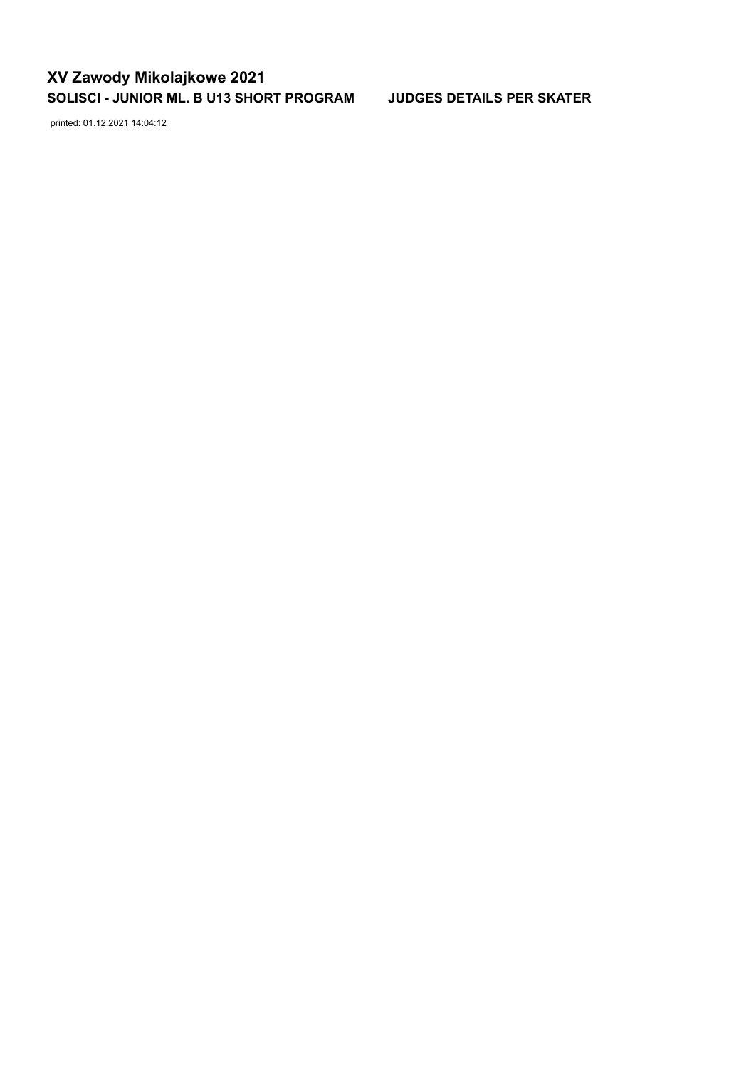# XV Zawody Mikolajkowe 2021

**SOLISCI - JUNIOR ML. B U13 SHORT PROGRAM** **JUDGES DETAILS PER SKATER**

printed: 01.12.2021 14:04:12